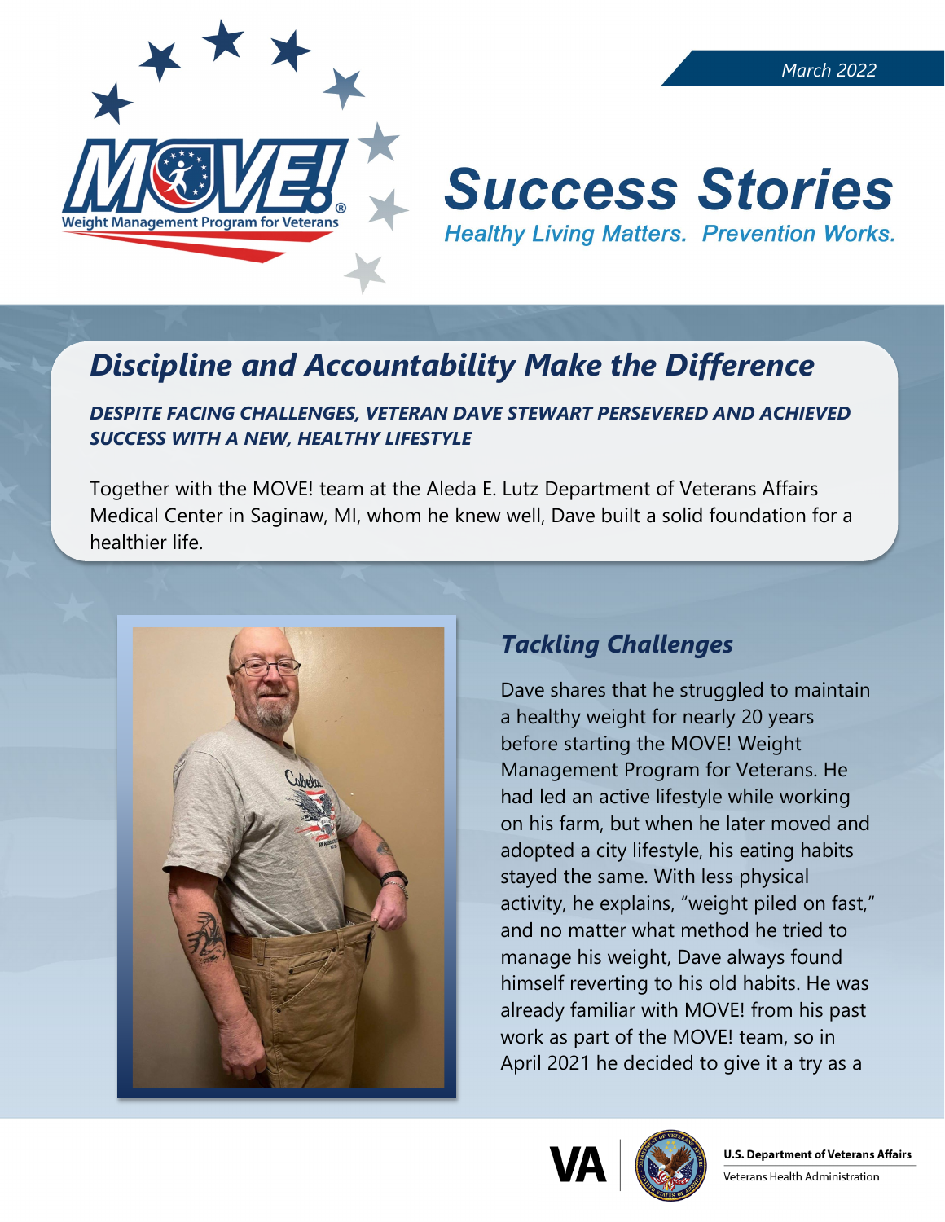March 2022

# Success Stories

*Healthy Living Matters. Prevention Works.*

## *Discipline and Accountability Make the Difference*

***DESPITE FACING CHALLENGES, VETERAN DAVE STEWART PERSEVERED AND ACHIEVED SUCCESS WITH A NEW, HEALTHY LIFESTYLE***

Together with the MOVE! team at the Aleda E. Lutz Department of Veterans Affairs Medical Center in Saginaw, MI, whom he knew well, Dave built a solid foundation for a healthier life.

### *Tackling Challenges*

Dave shares that he struggled to maintain a healthy weight for nearly 20 years before starting the MOVE! Weight Management Program for Veterans. He had led an active lifestyle while working on his farm, but when he later moved and adopted a city lifestyle, his eating habits stayed the same. With less physical activity, he explains, "weight piled on fast," and no matter what method he tried to manage his weight, Dave always found himself reverting to his old habits. He was already familiar with MOVE! from his past work as part of the MOVE! team, so in April 2021 he decided to give it a try as a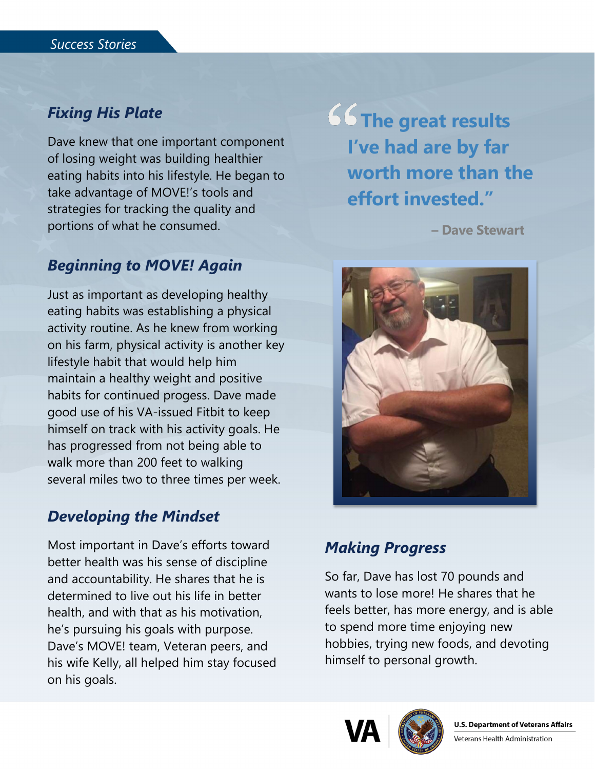Success Stories

## Fixing His Plate

Dave knew that one important component of losing weight was building healthier eating habits into his lifestyle. He began to take advantage of MOVE!'s tools and strategies for tracking the quality and portions of what he consumed.

## Beginning to MOVE! Again

Just as important as developing healthy eating habits was establishing a physical activity routine. As he knew from working on his farm, physical activity is another key lifestyle habit that would help him maintain a healthy weight and positive habits for continued progess. Dave made good use of his VA-issued Fitbit to keep himself on track with his activity goals. He has progressed from not being able to walk more than 200 feet to walking several miles two to three times per week.

## Developing the Mindset

Most important in Dave's efforts toward better health was his sense of discipline and accountability. He shares that he is determined to live out his life in better health, and with that as his motivation, he's pursuing his goals with purpose. Dave's MOVE! team, Veteran peers, and his wife Kelly, all helped him stay focused on his goals.

> **"The great results I've had are by far worth more than the effort invested."**
>
> **– Dave Stewart**

## Making Progress

So far, Dave has lost 70 pounds and wants to lose more! He shares that he feels better, has more energy, and is able to spend more time enjoying new hobbies, trying new foods, and devoting himself to personal growth.

VA | U.S. Department of Veterans Affairs
Veterans Health Administration